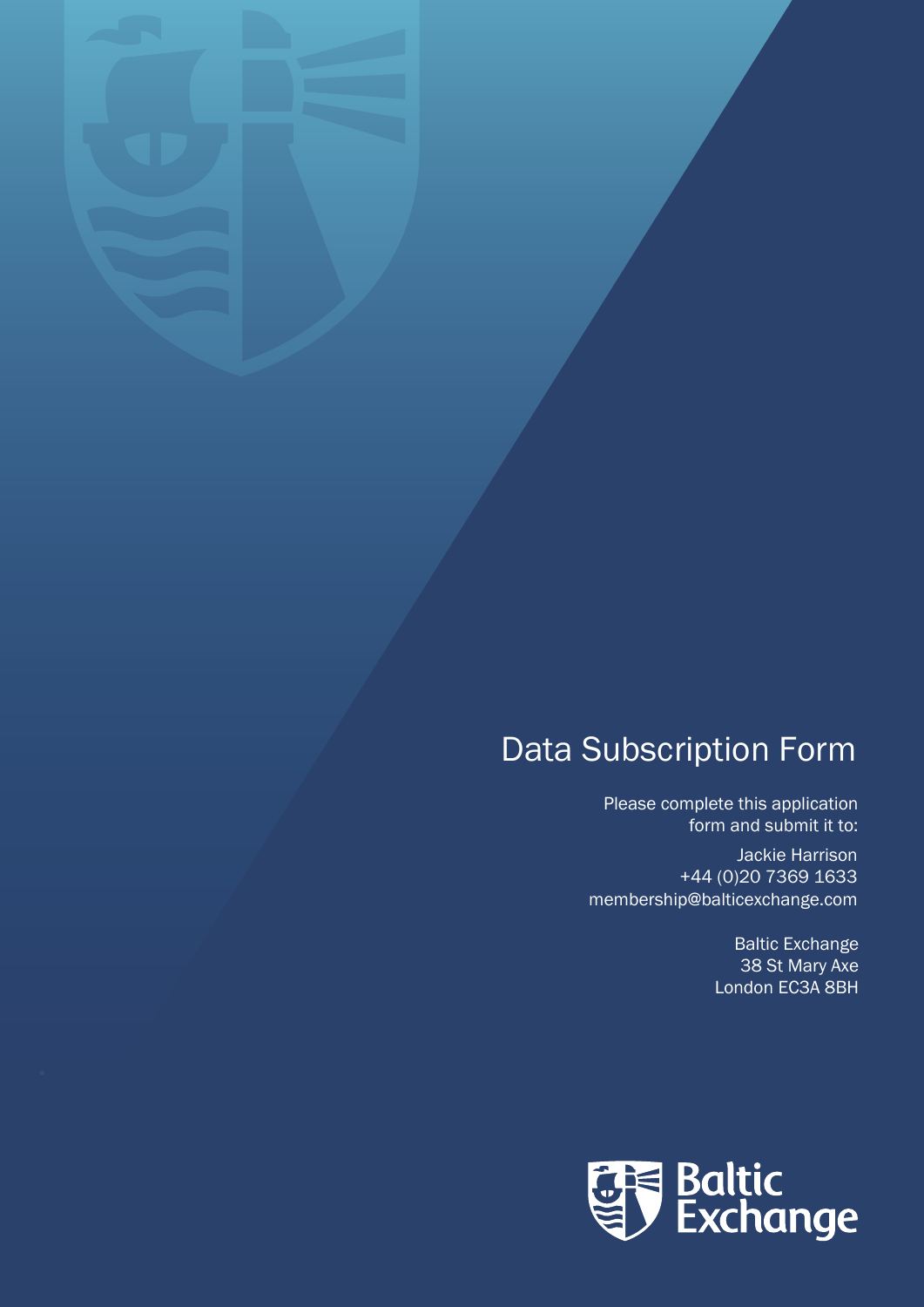# Data Subscription Form

Please complete this application form and submit it to:

Jackie Harrison
+44 (0)20 7369 1633
membership@balticexchange.com

Baltic Exchange
38 St Mary Axe
London EC3A 8BH

Baltic Exchange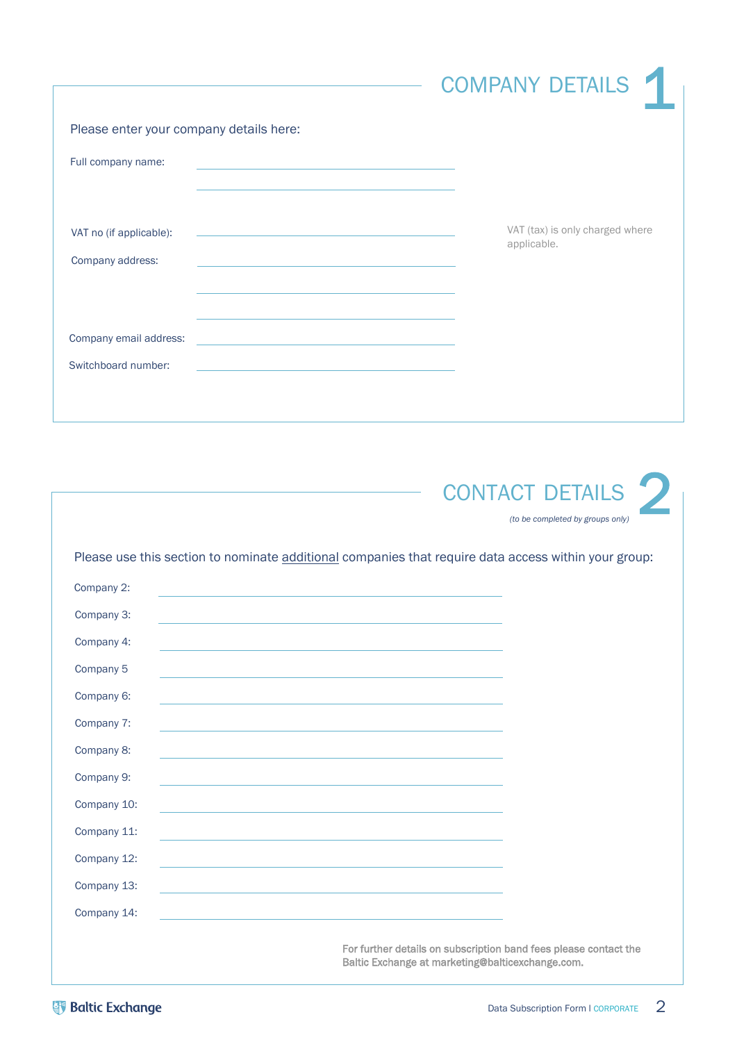## COMPANY DETAILS 1

Please enter your company details here:

Full company name: ______________________

______________________

VAT no (if applicable): ______________________

VAT (tax) is only charged where applicable.

Company address: ______________________

______________________

______________________

Company email address: ______________________

Switchboard number: ______________________

## CONTACT DETAILS 2

*(to be completed by groups only)*

Please use this section to nominate additional companies that require data access within your group:

Company 2: ______________________

Company 3: ______________________

Company 4: ______________________

Company 5 ______________________

Company 6: ______________________

Company 7: ______________________

Company 8: ______________________

Company 9: ______________________

Company 10: ______________________

Company 11: ______________________

Company 12: ______________________

Company 13: ______________________

Company 14: ______________________

For further details on subscription band fees please contact the Baltic Exchange at marketing@balticexchange.com.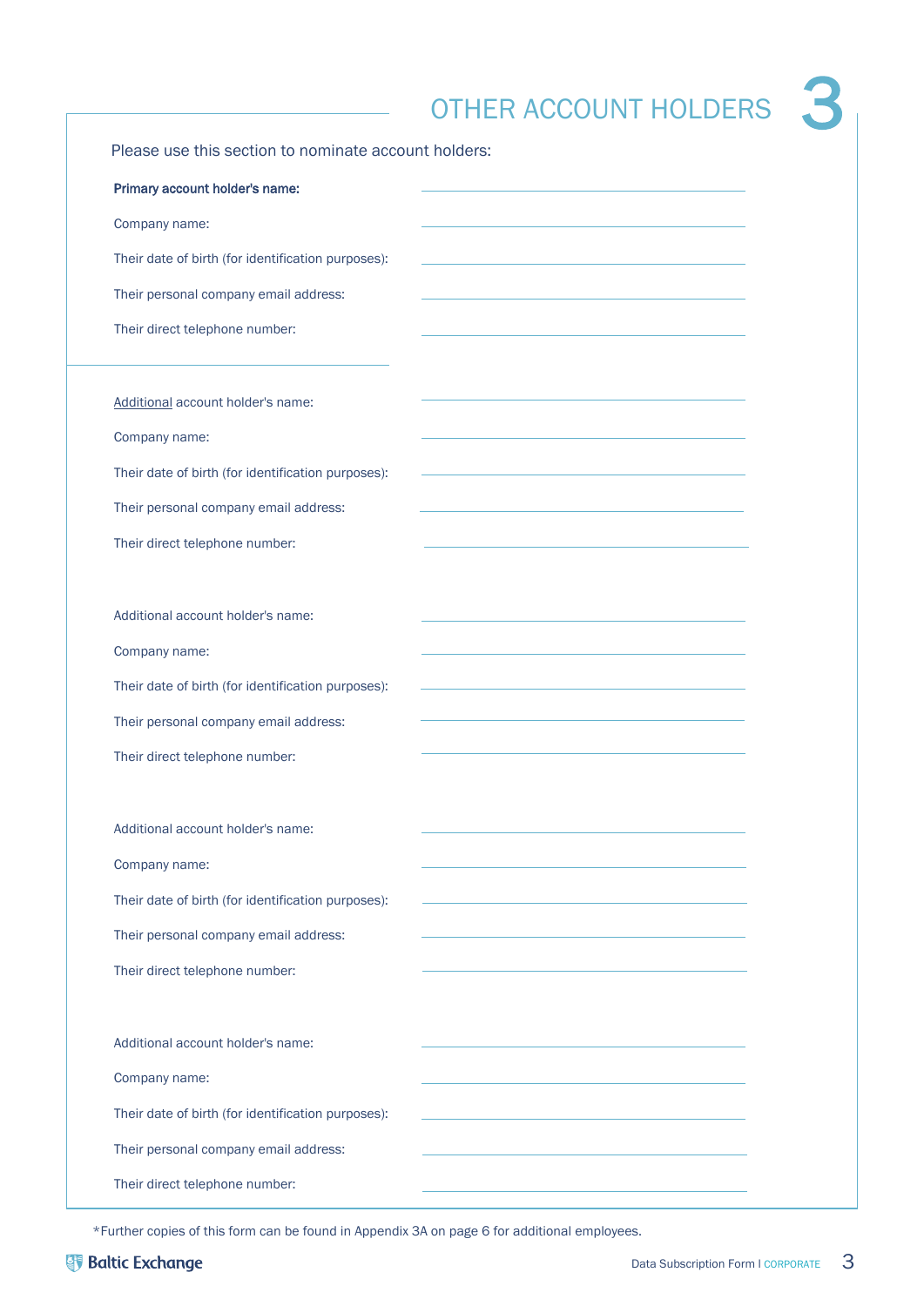# 3 OTHER ACCOUNT HOLDERS

Please use this section to nominate account holders:

**Primary account holder's name:** \_\_\_\_\_\_\_\_\_\_\_\_\_\_\_\_\_\_\_\_

Company name: \_\_\_\_\_\_\_\_\_\_\_\_\_\_\_\_\_\_\_\_

Their date of birth (for identification purposes): \_\_\_\_\_\_\_\_\_\_\_\_\_\_\_\_\_\_\_\_

Their personal company email address: \_\_\_\_\_\_\_\_\_\_\_\_\_\_\_\_\_\_\_\_

Their direct telephone number: \_\_\_\_\_\_\_\_\_\_\_\_\_\_\_\_\_\_\_\_

<u>Additional</u> account holder's name: \_\_\_\_\_\_\_\_\_\_\_\_\_\_\_\_\_\_\_\_

Company name: \_\_\_\_\_\_\_\_\_\_\_\_\_\_\_\_\_\_\_\_

Their date of birth (for identification purposes): \_\_\_\_\_\_\_\_\_\_\_\_\_\_\_\_\_\_\_\_

Their personal company email address: \_\_\_\_\_\_\_\_\_\_\_\_\_\_\_\_\_\_\_\_

Their direct telephone number: \_\_\_\_\_\_\_\_\_\_\_\_\_\_\_\_\_\_\_\_

Additional account holder's name: \_\_\_\_\_\_\_\_\_\_\_\_\_\_\_\_\_\_\_\_

Company name: \_\_\_\_\_\_\_\_\_\_\_\_\_\_\_\_\_\_\_\_

Their date of birth (for identification purposes): \_\_\_\_\_\_\_\_\_\_\_\_\_\_\_\_\_\_\_\_

Their personal company email address: \_\_\_\_\_\_\_\_\_\_\_\_\_\_\_\_\_\_\_\_

Their direct telephone number: \_\_\_\_\_\_\_\_\_\_\_\_\_\_\_\_\_\_\_\_

Additional account holder's name: \_\_\_\_\_\_\_\_\_\_\_\_\_\_\_\_\_\_\_\_

Company name: \_\_\_\_\_\_\_\_\_\_\_\_\_\_\_\_\_\_\_\_

Their date of birth (for identification purposes): \_\_\_\_\_\_\_\_\_\_\_\_\_\_\_\_\_\_\_\_

Their personal company email address: \_\_\_\_\_\_\_\_\_\_\_\_\_\_\_\_\_\_\_\_

Their direct telephone number: \_\_\_\_\_\_\_\_\_\_\_\_\_\_\_\_\_\_\_\_

Additional account holder's name: \_\_\_\_\_\_\_\_\_\_\_\_\_\_\_\_\_\_\_\_

Company name: \_\_\_\_\_\_\_\_\_\_\_\_\_\_\_\_\_\_\_\_

Their date of birth (for identification purposes): \_\_\_\_\_\_\_\_\_\_\_\_\_\_\_\_\_\_\_\_

Their personal company email address: \_\_\_\_\_\_\_\_\_\_\_\_\_\_\_\_\_\_\_\_

Their direct telephone number: \_\_\_\_\_\_\_\_\_\_\_\_\_\_\_\_\_\_\_\_

*Further copies of this form can be found in Appendix 3A on page 6 for additional employees.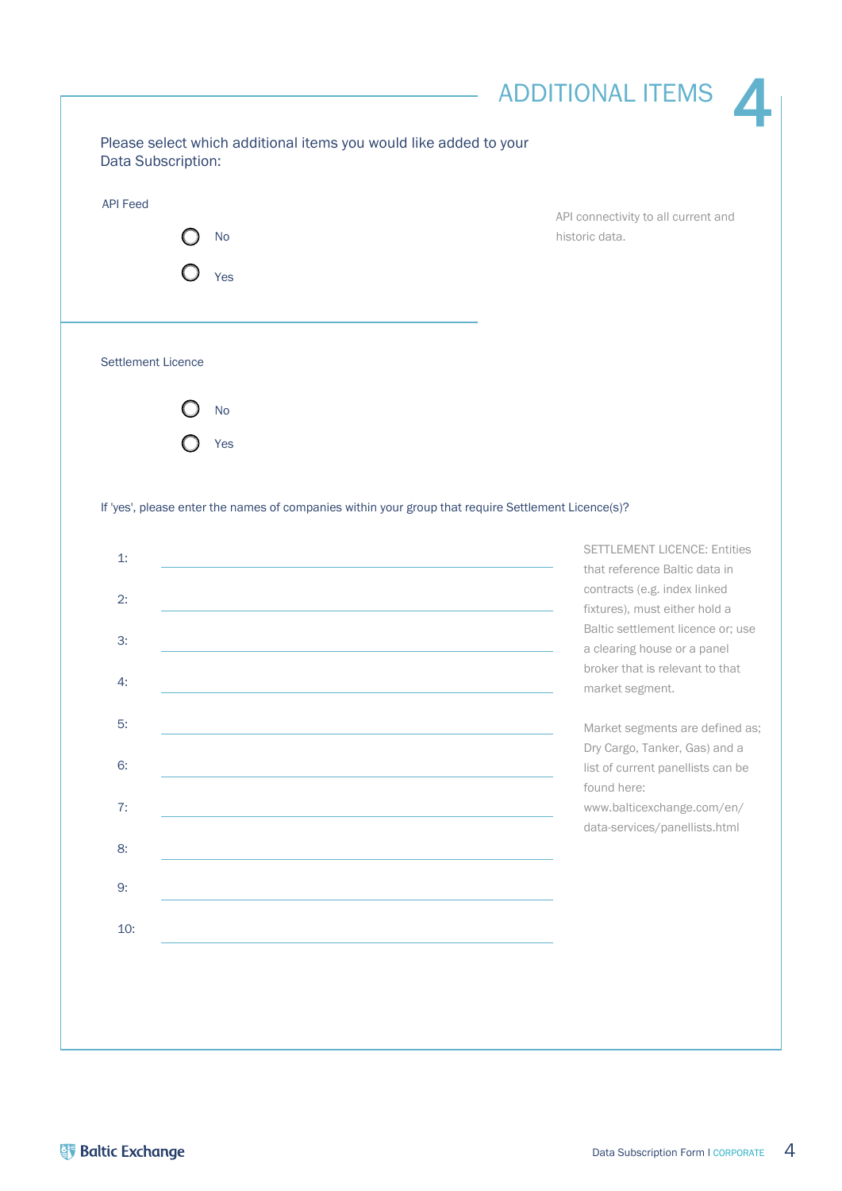# ADDITIONAL ITEMS 4

Please select which additional items you would like added to your Data Subscription:

API Feed

- ○ No
- ○ Yes

API connectivity to all current and historic data.

Settlement Licence

- ○ No
- ○ Yes

If 'yes', please enter the names of companies within your group that require Settlement Licence(s)?

1: \_\_\_\_\_\_\_\_\_\_\_\_\_\_\_\_\_\_\_\_\_\_\_\_\_\_\_\_\_\_

2: \_\_\_\_\_\_\_\_\_\_\_\_\_\_\_\_\_\_\_\_\_\_\_\_\_\_\_\_\_\_

3: \_\_\_\_\_\_\_\_\_\_\_\_\_\_\_\_\_\_\_\_\_\_\_\_\_\_\_\_\_\_

4: \_\_\_\_\_\_\_\_\_\_\_\_\_\_\_\_\_\_\_\_\_\_\_\_\_\_\_\_\_\_

5: \_\_\_\_\_\_\_\_\_\_\_\_\_\_\_\_\_\_\_\_\_\_\_\_\_\_\_\_\_\_

6: \_\_\_\_\_\_\_\_\_\_\_\_\_\_\_\_\_\_\_\_\_\_\_\_\_\_\_\_\_\_

7: \_\_\_\_\_\_\_\_\_\_\_\_\_\_\_\_\_\_\_\_\_\_\_\_\_\_\_\_\_\_

8: \_\_\_\_\_\_\_\_\_\_\_\_\_\_\_\_\_\_\_\_\_\_\_\_\_\_\_\_\_\_

9: \_\_\_\_\_\_\_\_\_\_\_\_\_\_\_\_\_\_\_\_\_\_\_\_\_\_\_\_\_\_

10: \_\_\_\_\_\_\_\_\_\_\_\_\_\_\_\_\_\_\_\_\_\_\_\_\_\_\_\_\_\_

SETTLEMENT LICENCE: Entities that reference Baltic data in contracts (e.g. index linked fixtures), must either hold a Baltic settlement licence or; use a clearing house or a panel broker that is relevant to that market segment.

Market segments are defined as; Dry Cargo, Tanker, Gas) and a list of current panellists can be found here: www.balticexchange.com/en/data-services/panellists.html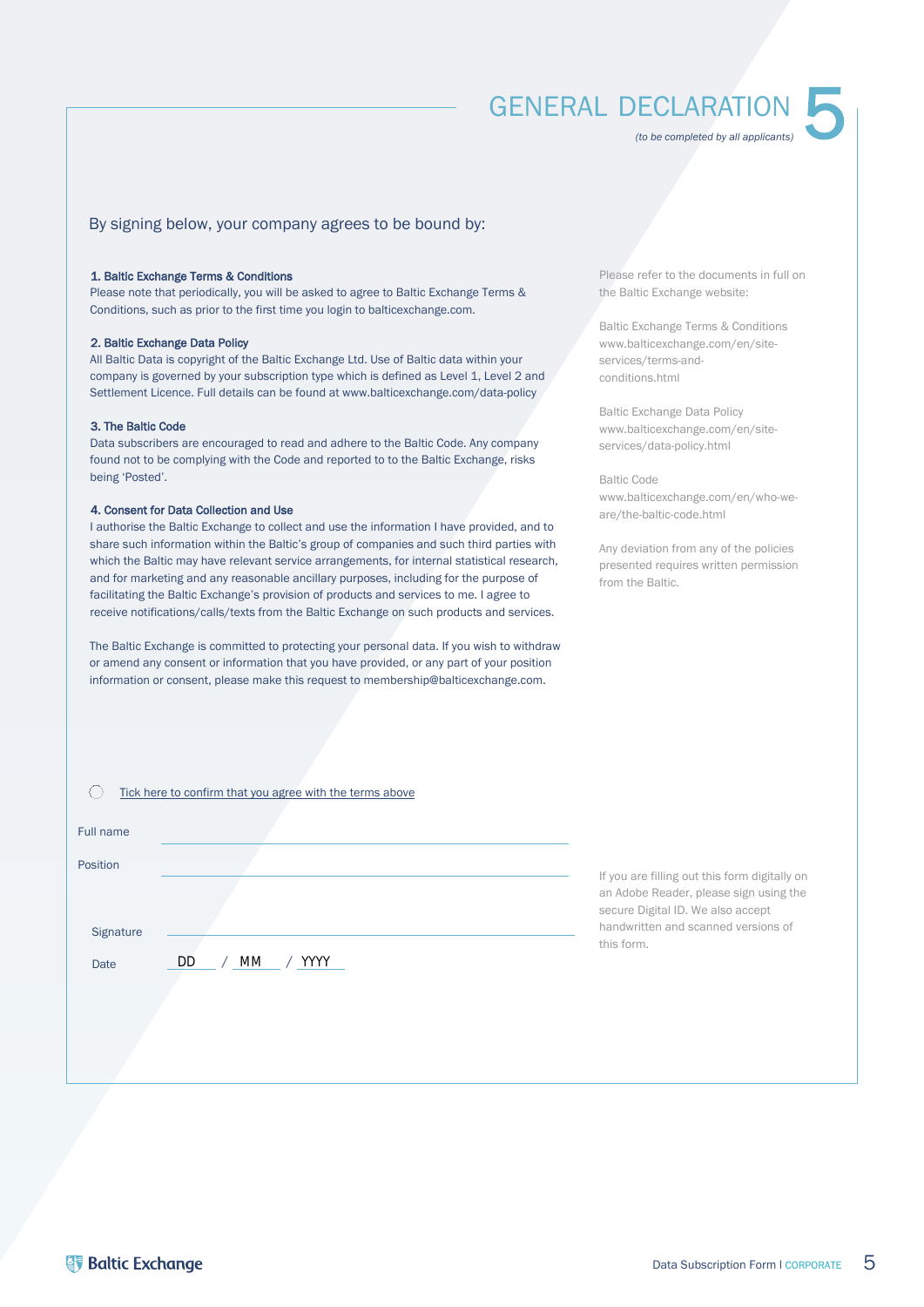# GENERAL DECLARATION 5

*(to be completed by all applicants)*

By signing below, your company agrees to be bound by:

**1. Baltic Exchange Terms & Conditions**
Please note that periodically, you will be asked to agree to Baltic Exchange Terms & Conditions, such as prior to the first time you login to balticexchange.com.

**2. Baltic Exchange Data Policy**
All Baltic Data is copyright of the Baltic Exchange Ltd. Use of Baltic data within your company is governed by your subscription type which is defined as Level 1, Level 2 and Settlement Licence. Full details can be found at www.balticexchange.com/data-policy

**3. The Baltic Code**
Data subscribers are encouraged to read and adhere to the Baltic Code. Any company found not to be complying with the Code and reported to to the Baltic Exchange, risks being 'Posted'.

**4. Consent for Data Collection and Use**
I authorise the Baltic Exchange to collect and use the information I have provided, and to share such information within the Baltic's group of companies and such third parties with which the Baltic may have relevant service arrangements, for internal statistical research, and for marketing and any reasonable ancillary purposes, including for the purpose of facilitating the Baltic Exchange's provision of products and services to me. I agree to receive notifications/calls/texts from the Baltic Exchange on such products and services.

The Baltic Exchange is committed to protecting your personal data. If you wish to withdraw or amend any consent or information that you have provided, or any part of your position information or consent, please make this request to membership@balticexchange.com.

Please refer to the documents in full on the Baltic Exchange website:

Baltic Exchange Terms & Conditions
www.balticexchange.com/en/site-services/terms-and-conditions.html

Baltic Exchange Data Policy
www.balticexchange.com/en/site-services/data-policy.html

Baltic Code
www.balticexchange.com/en/who-we-are/the-baltic-code.html

Any deviation from any of the policies presented requires written permission from the Baltic.

◯ Tick here to confirm that you agree with the terms above

Full name ______________________________

Position ______________________________

Signature ______________________________

Date DD / MM / YYYY

If you are filling out this form digitally on an Adobe Reader, please sign using the secure Digital ID. We also accept handwritten and scanned versions of this form.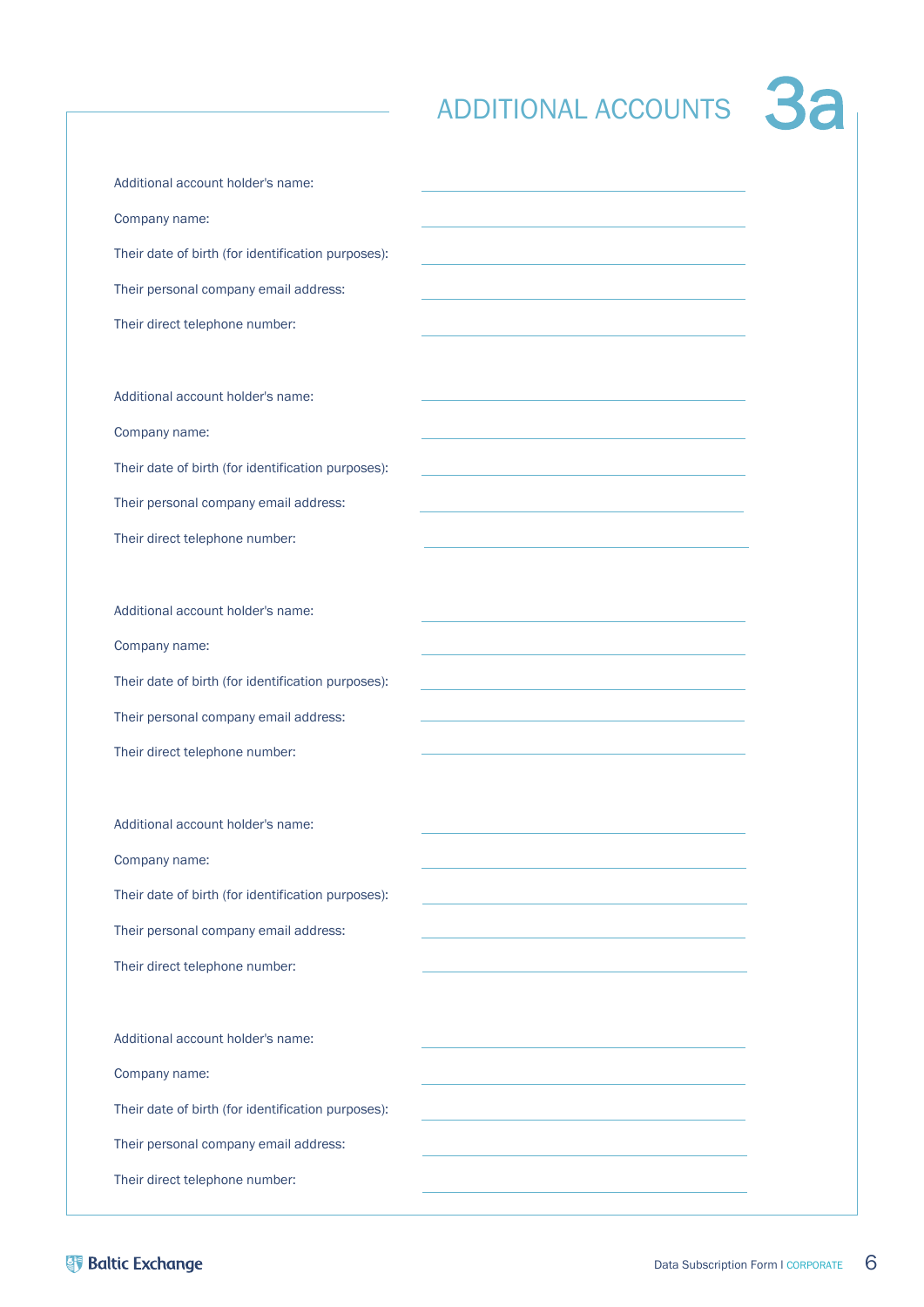# ADDITIONAL ACCOUNTS 3a

Additional account holder's name: ______________________

Company name: ______________________

Their date of birth (for identification purposes): ______________________

Their personal company email address: ______________________

Their direct telephone number: ______________________

Additional account holder's name: ______________________

Company name: ______________________

Their date of birth (for identification purposes): ______________________

Their personal company email address: ______________________

Their direct telephone number: ______________________

Additional account holder's name: ______________________

Company name: ______________________

Their date of birth (for identification purposes): ______________________

Their personal company email address: ______________________

Their direct telephone number: ______________________

Additional account holder's name: ______________________

Company name: ______________________

Their date of birth (for identification purposes): ______________________

Their personal company email address: ______________________

Their direct telephone number: ______________________

Additional account holder's name: ______________________

Company name: ______________________

Their date of birth (for identification purposes): ______________________

Their personal company email address: ______________________

Their direct telephone number: ______________________